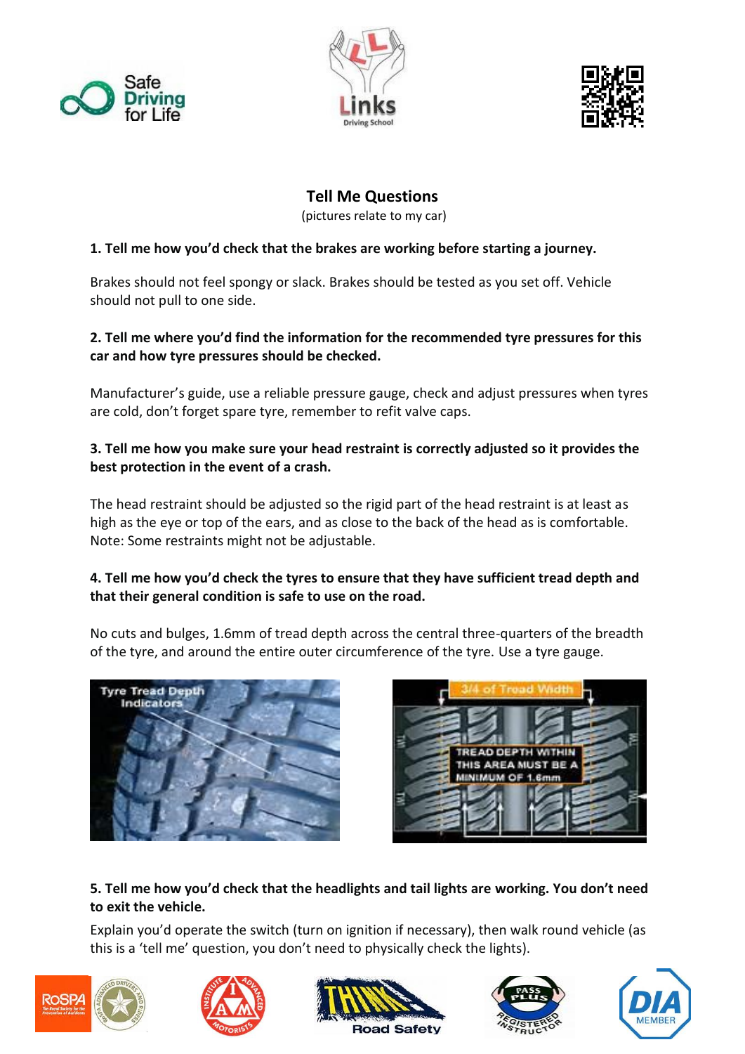# Tell Me Questions

(pictures relate to my car)

**1. Tell me how you'd check that the brakes are working before starting a journey.**

Brakes should not feel spongy or slack. Brakes should be tested as you set off. Vehicle should not pull to one side.

**2. Tell me where you'd find the information for the recommended tyre pressures for this car and how tyre pressures should be checked.**

Manufacturer's guide, use a reliable pressure gauge, check and adjust pressures when tyres are cold, don't forget spare tyre, remember to refit valve caps.

**3. Tell me how you make sure your head restraint is correctly adjusted so it provides the best protection in the event of a crash.**

The head restraint should be adjusted so the rigid part of the head restraint is at least as high as the eye or top of the ears, and as close to the back of the head as is comfortable. Note: Some restraints might not be adjustable.

**4. Tell me how you'd check the tyres to ensure that they have sufficient tread depth and that their general condition is safe to use on the road.**

No cuts and bulges, 1.6mm of tread depth across the central three-quarters of the breadth of the tyre, and around the entire outer circumference of the tyre. Use a tyre gauge.

**5. Tell me how you'd check that the headlights and tail lights are working. You don't need to exit the vehicle.**

Explain you'd operate the switch (turn on ignition if necessary), then walk round vehicle (as this is a 'tell me' question, you don't need to physically check the lights).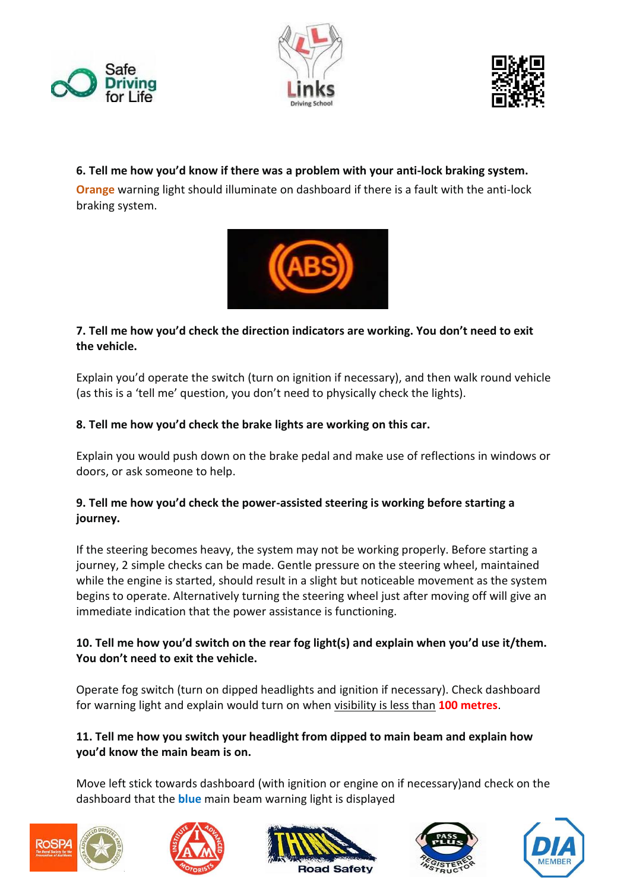**6. Tell me how you'd know if there was a problem with your anti-lock braking system.**

**Orange** warning light should illuminate on dashboard if there is a fault with the anti-lock braking system.

**7. Tell me how you'd check the direction indicators are working. You don't need to exit the vehicle.**

Explain you'd operate the switch (turn on ignition if necessary), and then walk round vehicle (as this is a 'tell me' question, you don't need to physically check the lights).

**8. Tell me how you'd check the brake lights are working on this car.**

Explain you would push down on the brake pedal and make use of reflections in windows or doors, or ask someone to help.

**9. Tell me how you'd check the power-assisted steering is working before starting a journey.**

If the steering becomes heavy, the system may not be working properly. Before starting a journey, 2 simple checks can be made. Gentle pressure on the steering wheel, maintained while the engine is started, should result in a slight but noticeable movement as the system begins to operate. Alternatively turning the steering wheel just after moving off will give an immediate indication that the power assistance is functioning.

**10. Tell me how you'd switch on the rear fog light(s) and explain when you'd use it/them. You don't need to exit the vehicle.**

Operate fog switch (turn on dipped headlights and ignition if necessary). Check dashboard for warning light and explain would turn on when visibility is less than **100 metres**.

**11. Tell me how you switch your headlight from dipped to main beam and explain how you'd know the main beam is on.**

Move left stick towards dashboard (with ignition or engine on if necessary)and check on the dashboard that the **blue** main beam warning light is displayed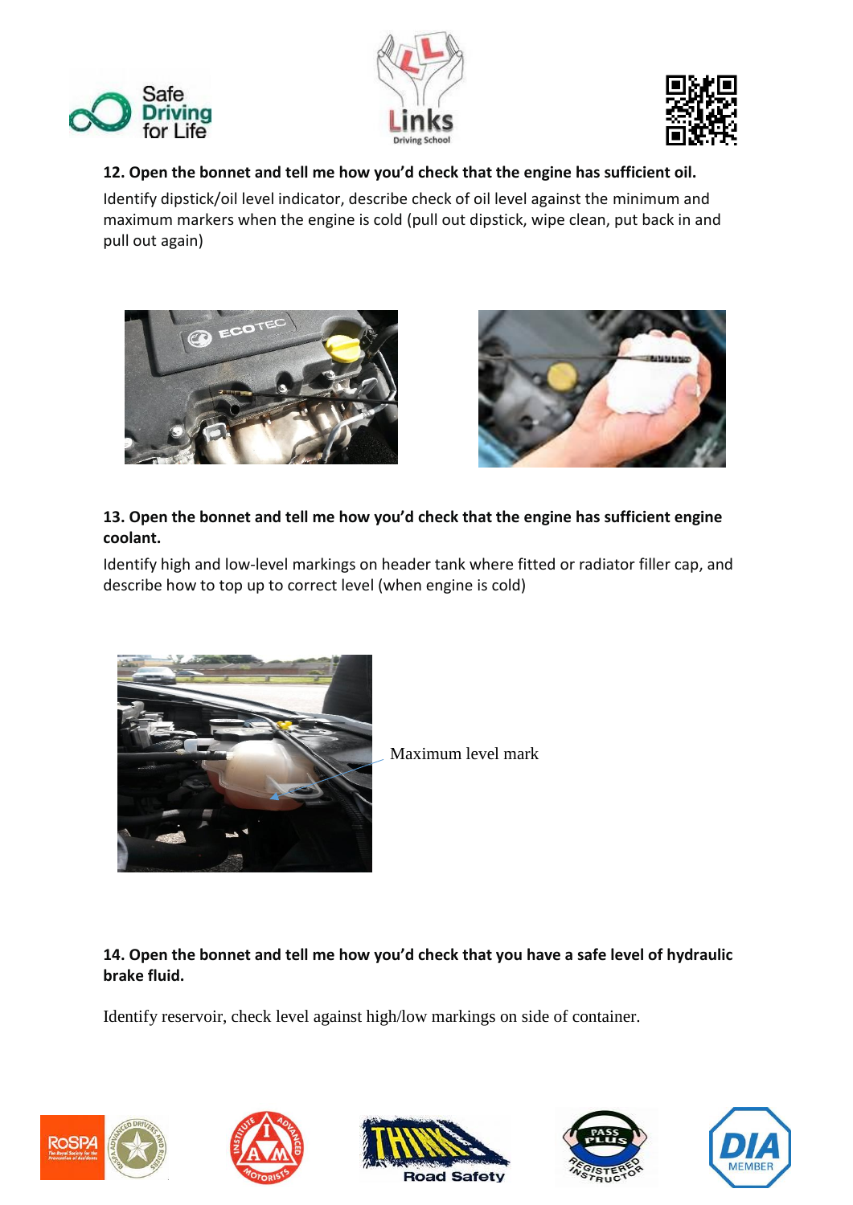**12. Open the bonnet and tell me how you'd check that the engine has sufficient oil.**

Identify dipstick/oil level indicator, describe check of oil level against the minimum and maximum markers when the engine is cold (pull out dipstick, wipe clean, put back in and pull out again)

**13. Open the bonnet and tell me how you'd check that the engine has sufficient engine coolant.**

Identify high and low-level markings on header tank where fitted or radiator filler cap, and describe how to top up to correct level (when engine is cold)

Maximum level mark

**14. Open the bonnet and tell me how you'd check that you have a safe level of hydraulic brake fluid.**

Identify reservoir, check level against high/low markings on side of container.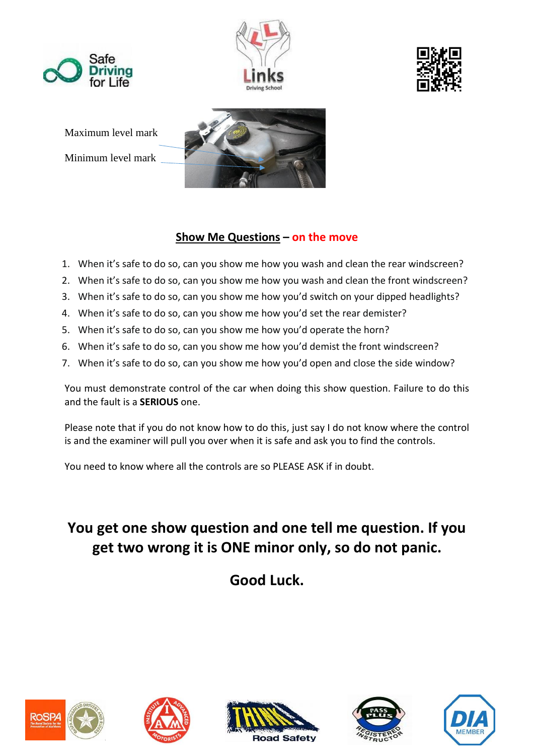Maximum level mark

Minimum level mark

## Show Me Questions – on the move

1. When it's safe to do so, can you show me how you wash and clean the rear windscreen?
2. When it's safe to do so, can you show me how you wash and clean the front windscreen?
3. When it's safe to do so, can you show me how you'd switch on your dipped headlights?
4. When it's safe to do so, can you show me how you'd set the rear demister?
5. When it's safe to do so, can you show me how you'd operate the horn?
6. When it's safe to do so, can you show me how you'd demist the front windscreen?
7. When it's safe to do so, can you show me how you'd open and close the side window?

You must demonstrate control of the car when doing this show question. Failure to do this and the fault is a **SERIOUS** one.

Please note that if you do not know how to do this, just say I do not know where the control is and the examiner will pull you over when it is safe and ask you to find the controls.

You need to know where all the controls are so PLEASE ASK if in doubt.

**You get one show question and one tell me question. If you get two wrong it is ONE minor only, so do not panic.**

**Good Luck.**